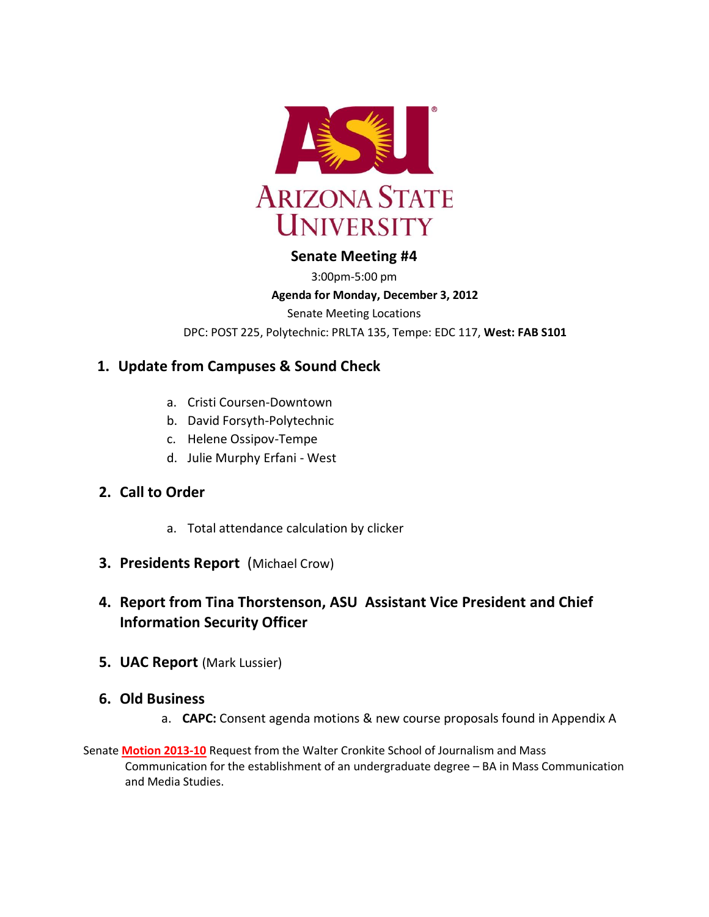**ARIZONA STATE UNIVERSITY**

## Senate Meeting #4

3:00pm-5:00 pm

**Agenda for Monday, December 3, 2012**

Senate Meeting Locations

DPC: POST 225, Polytechnic: PRLTA 135, Tempe: EDC 117, **West: FAB S101**

### 1. Update from Campuses & Sound Check

a. Cristi Coursen-Downtown
b. David Forsyth-Polytechnic
c. Helene Ossipov-Tempe
d. Julie Murphy Erfani - West

### 2. Call to Order

a. Total attendance calculation by clicker

### 3. Presidents Report (Michael Crow)

### 4. Report from Tina Thorstenson, ASU Assistant Vice President and Chief Information Security Officer

### 5. UAC Report (Mark Lussier)

### 6. Old Business

a. **CAPC:** Consent agenda motions & new course proposals found in Appendix A

Senate **Motion 2013-10** Request from the Walter Cronkite School of Journalism and Mass Communication for the establishment of an undergraduate degree – BA in Mass Communication and Media Studies.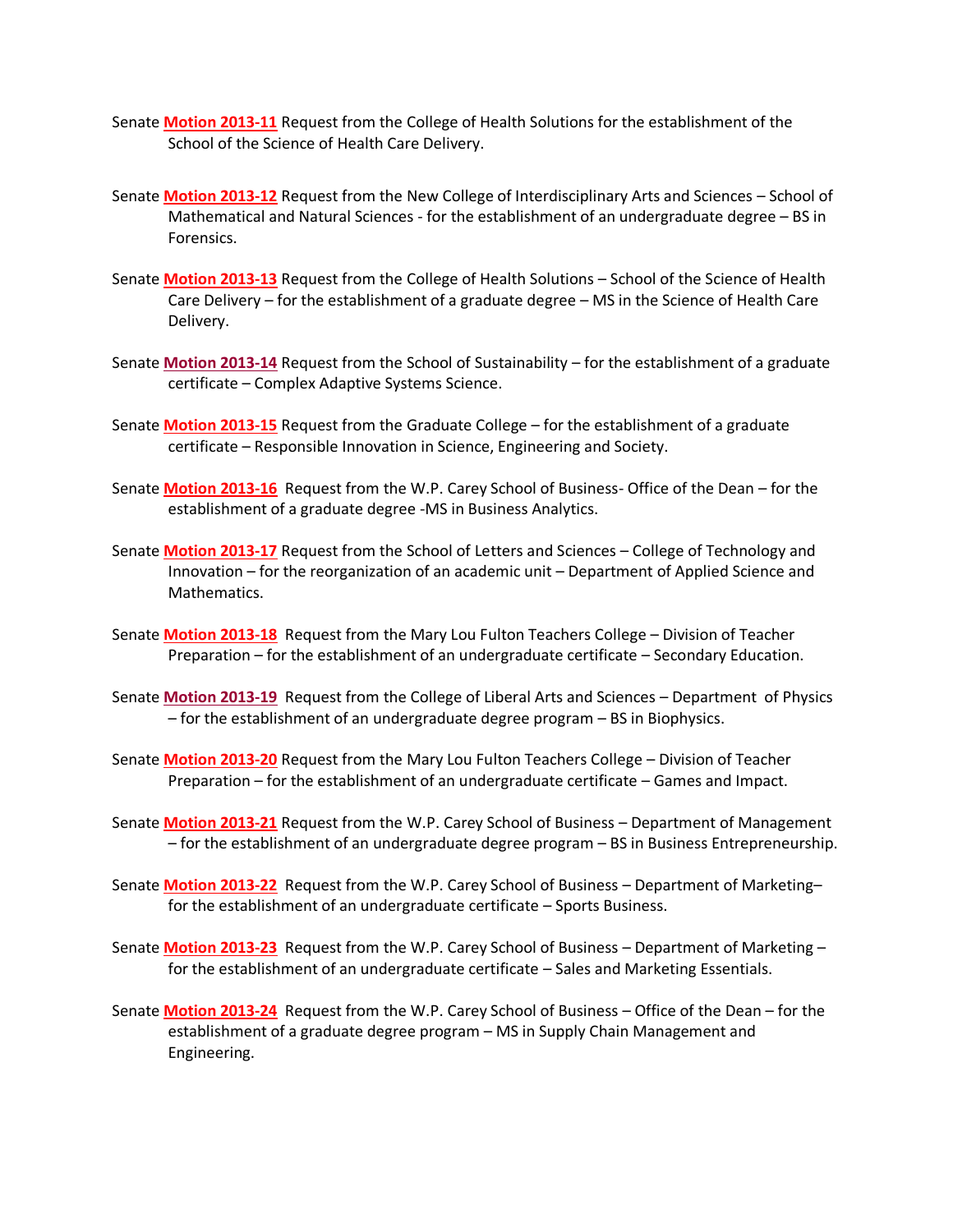Senate **Motion 2013-11** Request from the College of Health Solutions for the establishment of the School of the Science of Health Care Delivery.

Senate **Motion 2013-12** Request from the New College of Interdisciplinary Arts and Sciences – School of Mathematical and Natural Sciences - for the establishment of an undergraduate degree – BS in Forensics.

Senate **Motion 2013-13** Request from the College of Health Solutions – School of the Science of Health Care Delivery – for the establishment of a graduate degree – MS in the Science of Health Care Delivery.

Senate **Motion 2013-14** Request from the School of Sustainability – for the establishment of a graduate certificate – Complex Adaptive Systems Science.

Senate **Motion 2013-15** Request from the Graduate College – for the establishment of a graduate certificate – Responsible Innovation in Science, Engineering and Society.

Senate **Motion 2013-16** Request from the W.P. Carey School of Business- Office of the Dean – for the establishment of a graduate degree -MS in Business Analytics.

Senate **Motion 2013-17** Request from the School of Letters and Sciences – College of Technology and Innovation – for the reorganization of an academic unit – Department of Applied Science and Mathematics.

Senate **Motion 2013-18** Request from the Mary Lou Fulton Teachers College – Division of Teacher Preparation – for the establishment of an undergraduate certificate – Secondary Education.

Senate **Motion 2013-19** Request from the College of Liberal Arts and Sciences – Department of Physics – for the establishment of an undergraduate degree program – BS in Biophysics.

Senate **Motion 2013-20** Request from the Mary Lou Fulton Teachers College – Division of Teacher Preparation – for the establishment of an undergraduate certificate – Games and Impact.

Senate **Motion 2013-21** Request from the W.P. Carey School of Business – Department of Management – for the establishment of an undergraduate degree program – BS in Business Entrepreneurship.

Senate **Motion 2013-22** Request from the W.P. Carey School of Business – Department of Marketing– for the establishment of an undergraduate certificate – Sports Business.

Senate **Motion 2013-23** Request from the W.P. Carey School of Business – Department of Marketing – for the establishment of an undergraduate certificate – Sales and Marketing Essentials.

Senate **Motion 2013-24** Request from the W.P. Carey School of Business – Office of the Dean – for the establishment of a graduate degree program – MS in Supply Chain Management and Engineering.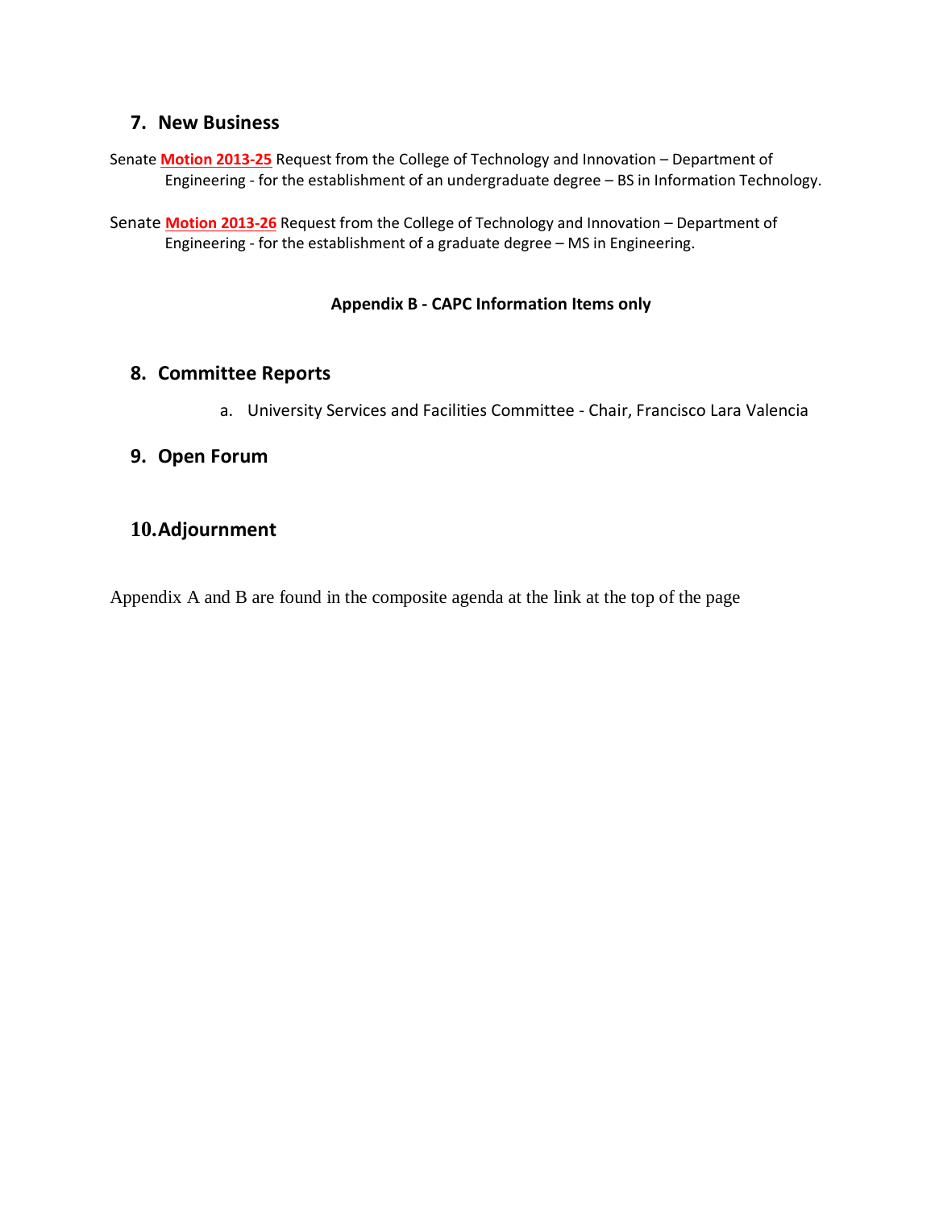## 7. New Business

Senate **Motion 2013-25** Request from the College of Technology and Innovation – Department of Engineering - for the establishment of an undergraduate degree – BS in Information Technology.

Senate **Motion 2013-26** Request from the College of Technology and Innovation – Department of Engineering - for the establishment of a graduate degree – MS in Engineering.

**Appendix B - CAPC Information Items only**

## 8. Committee Reports

a. University Services and Facilities Committee - Chair, Francisco Lara Valencia

## 9. Open Forum

## 10. Adjournment

Appendix A and B are found in the composite agenda at the link at the top of the page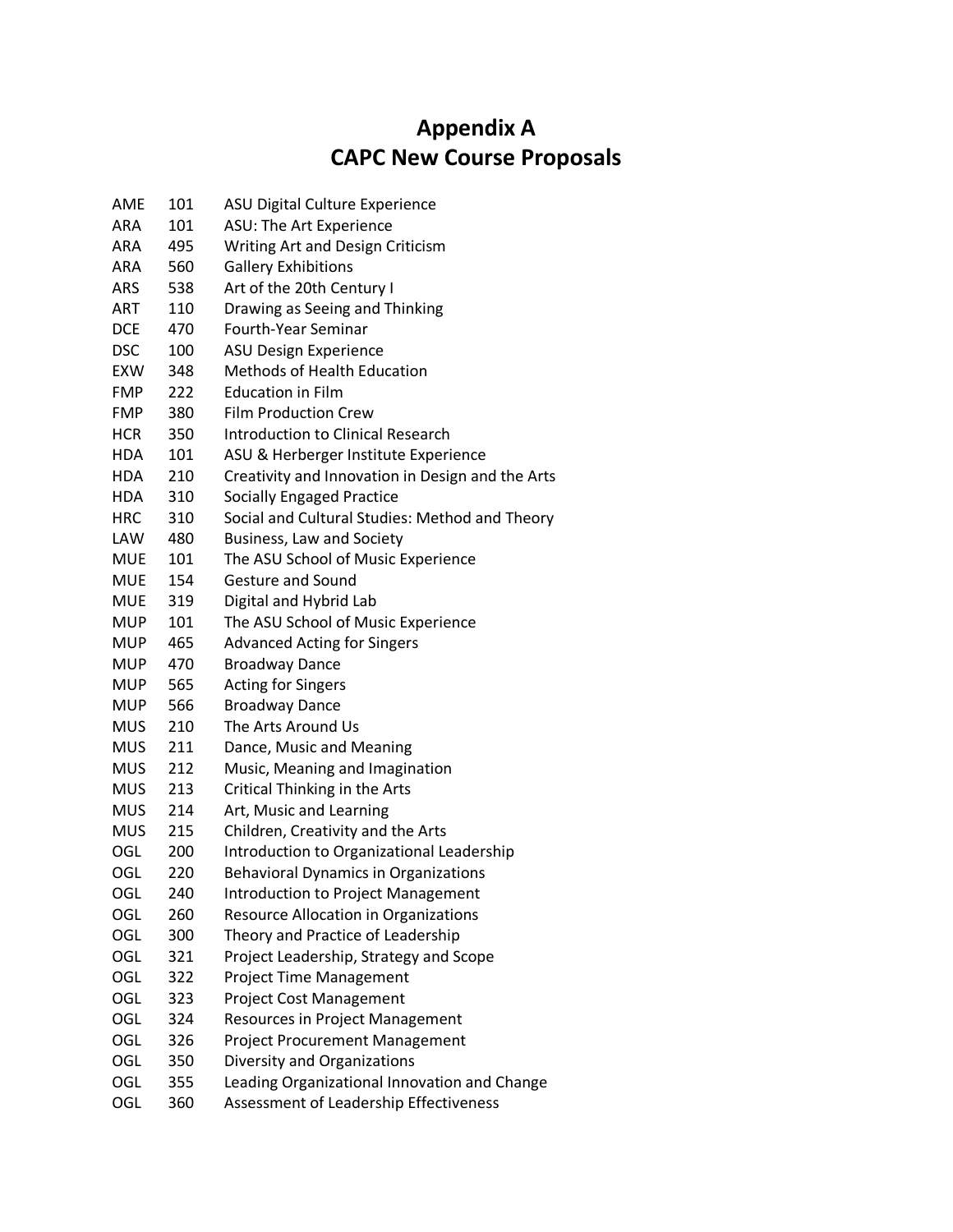# Appendix A
# CAPC New Course Proposals

| | | |
|---|---|---|
| AME | 101 | ASU Digital Culture Experience |
| ARA | 101 | ASU: The Art Experience |
| ARA | 495 | Writing Art and Design Criticism |
| ARA | 560 | Gallery Exhibitions |
| ARS | 538 | Art of the 20th Century I |
| ART | 110 | Drawing as Seeing and Thinking |
| DCE | 470 | Fourth-Year Seminar |
| DSC | 100 | ASU Design Experience |
| EXW | 348 | Methods of Health Education |
| FMP | 222 | Education in Film |
| FMP | 380 | Film Production Crew |
| HCR | 350 | Introduction to Clinical Research |
| HDA | 101 | ASU & Herberger Institute Experience |
| HDA | 210 | Creativity and Innovation in Design and the Arts |
| HDA | 310 | Socially Engaged Practice |
| HRC | 310 | Social and Cultural Studies: Method and Theory |
| LAW | 480 | Business, Law and Society |
| MUE | 101 | The ASU School of Music Experience |
| MUE | 154 | Gesture and Sound |
| MUE | 319 | Digital and Hybrid Lab |
| MUP | 101 | The ASU School of Music Experience |
| MUP | 465 | Advanced Acting for Singers |
| MUP | 470 | Broadway Dance |
| MUP | 565 | Acting for Singers |
| MUP | 566 | Broadway Dance |
| MUS | 210 | The Arts Around Us |
| MUS | 211 | Dance, Music and Meaning |
| MUS | 212 | Music, Meaning and Imagination |
| MUS | 213 | Critical Thinking in the Arts |
| MUS | 214 | Art, Music and Learning |
| MUS | 215 | Children, Creativity and the Arts |
| OGL | 200 | Introduction to Organizational Leadership |
| OGL | 220 | Behavioral Dynamics in Organizations |
| OGL | 240 | Introduction to Project Management |
| OGL | 260 | Resource Allocation in Organizations |
| OGL | 300 | Theory and Practice of Leadership |
| OGL | 321 | Project Leadership, Strategy and Scope |
| OGL | 322 | Project Time Management |
| OGL | 323 | Project Cost Management |
| OGL | 324 | Resources in Project Management |
| OGL | 326 | Project Procurement Management |
| OGL | 350 | Diversity and Organizations |
| OGL | 355 | Leading Organizational Innovation and Change |
| OGL | 360 | Assessment of Leadership Effectiveness |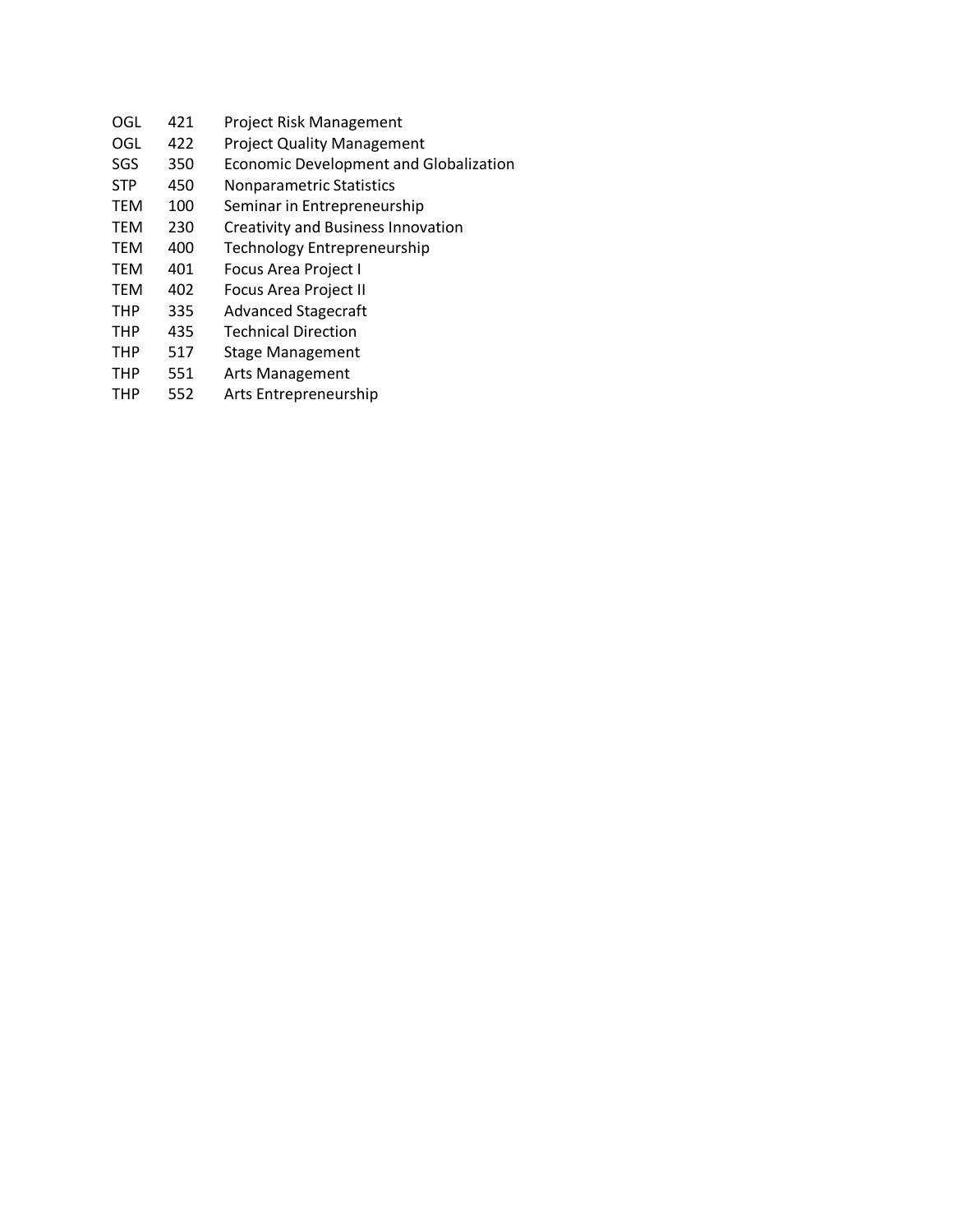| | | |
|---|---|---|
| OGL | 421 | Project Risk Management |
| OGL | 422 | Project Quality Management |
| SGS | 350 | Economic Development and Globalization |
| STP | 450 | Nonparametric Statistics |
| TEM | 100 | Seminar in Entrepreneurship |
| TEM | 230 | Creativity and Business Innovation |
| TEM | 400 | Technology Entrepreneurship |
| TEM | 401 | Focus Area Project I |
| TEM | 402 | Focus Area Project II |
| THP | 335 | Advanced Stagecraft |
| THP | 435 | Technical Direction |
| THP | 517 | Stage Management |
| THP | 551 | Arts Management |
| THP | 552 | Arts Entrepreneurship |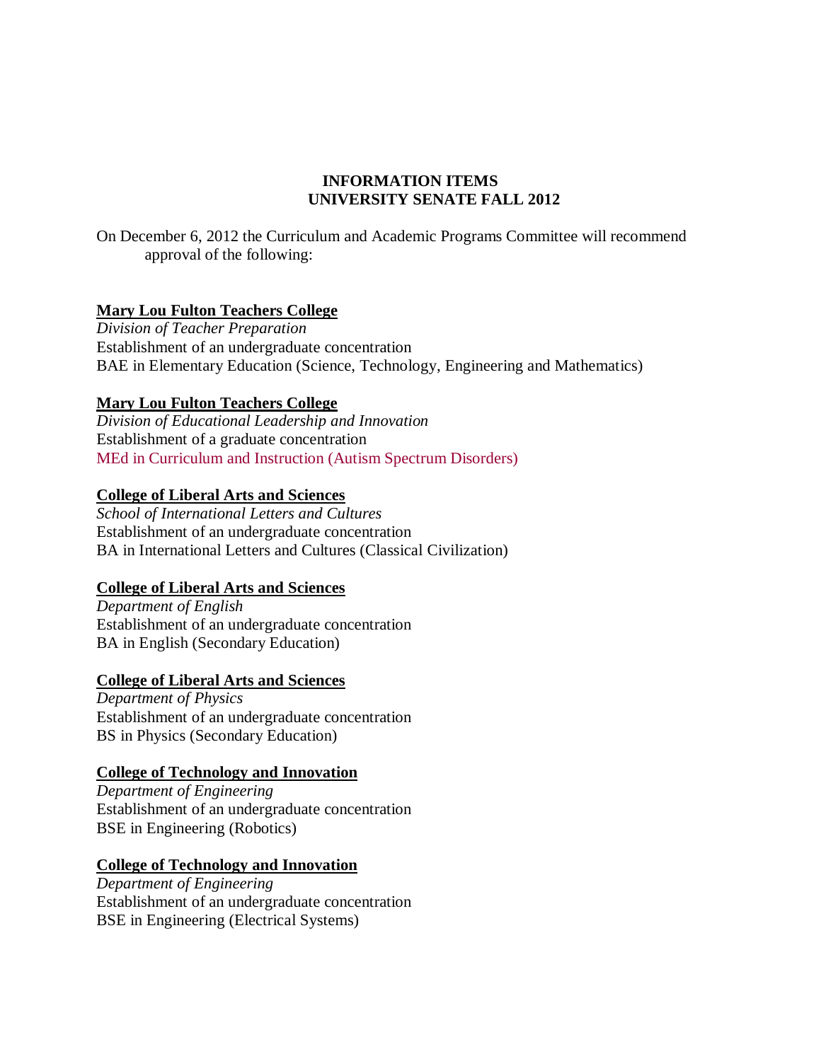**INFORMATION ITEMS**
**UNIVERSITY SENATE FALL 2012**

On December 6, 2012 the Curriculum and Academic Programs Committee will recommend approval of the following:

**Mary Lou Fulton Teachers College**
*Division of Teacher Preparation*
Establishment of an undergraduate concentration
BAE in Elementary Education (Science, Technology, Engineering and Mathematics)

**Mary Lou Fulton Teachers College**
*Division of Educational Leadership and Innovation*
Establishment of a graduate concentration
MEd in Curriculum and Instruction (Autism Spectrum Disorders)

**College of Liberal Arts and Sciences**
*School of International Letters and Cultures*
Establishment of an undergraduate concentration
BA in International Letters and Cultures (Classical Civilization)

**College of Liberal Arts and Sciences**
*Department of English*
Establishment of an undergraduate concentration
BA in English (Secondary Education)

**College of Liberal Arts and Sciences**
*Department of Physics*
Establishment of an undergraduate concentration
BS in Physics (Secondary Education)

**College of Technology and Innovation**
*Department of Engineering*
Establishment of an undergraduate concentration
BSE in Engineering (Robotics)

**College of Technology and Innovation**
*Department of Engineering*
Establishment of an undergraduate concentration
BSE in Engineering (Electrical Systems)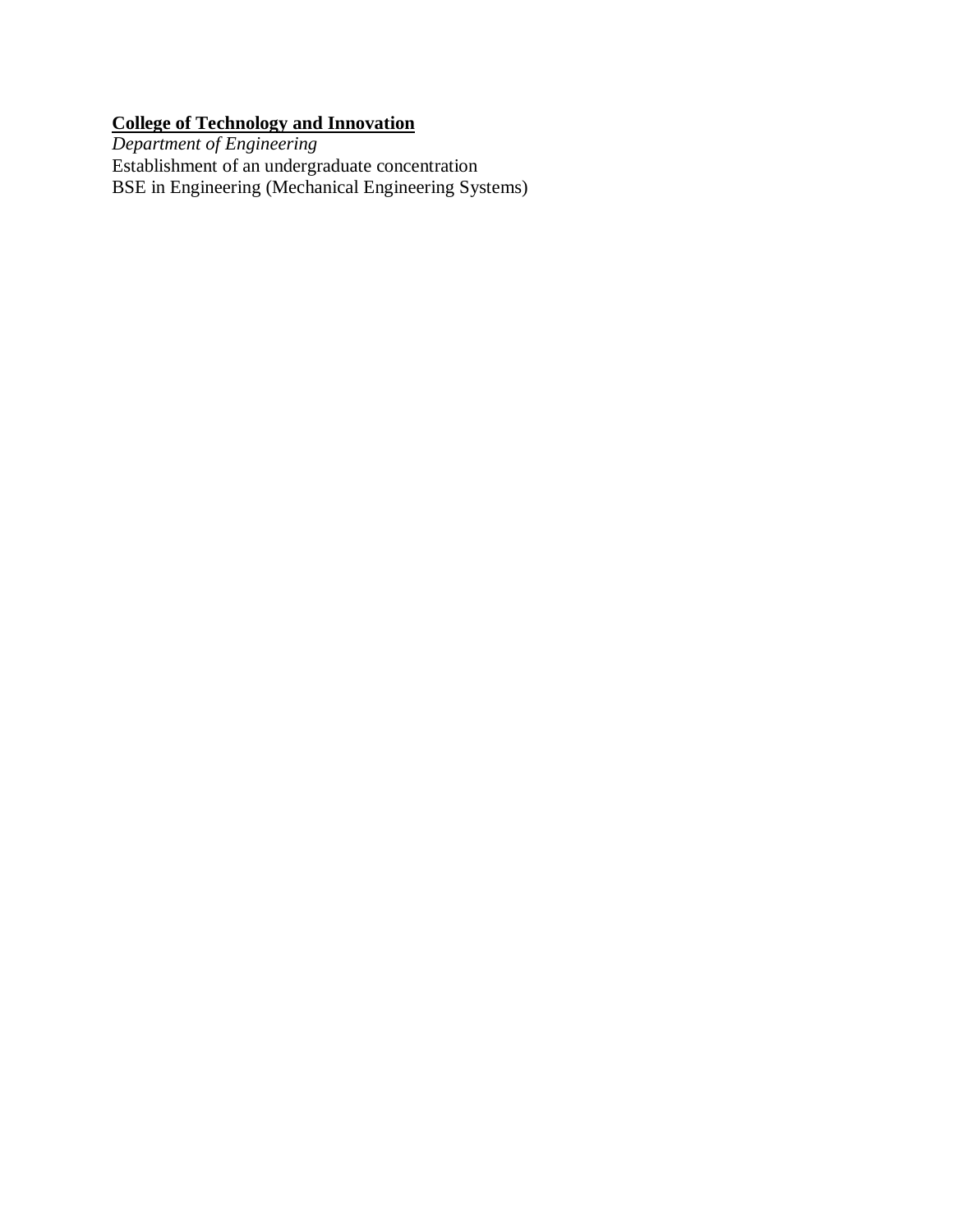**College of Technology and Innovation**

*Department of Engineering*

Establishment of an undergraduate concentration

BSE in Engineering (Mechanical Engineering Systems)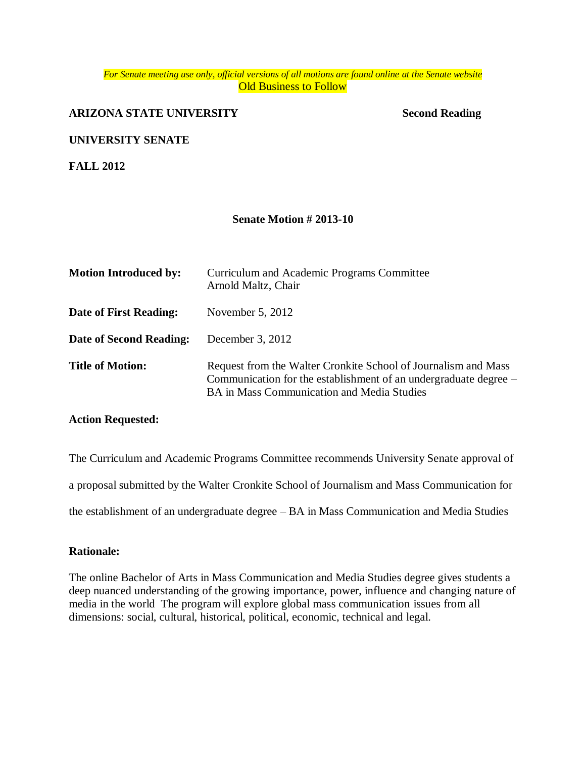*For Senate meeting use only, official versions of all motions are found online at the Senate website*

Old Business to Follow

**ARIZONA STATE UNIVERSITY** **Second Reading**

**UNIVERSITY SENATE**

**FALL 2012**

**Senate Motion # 2013-10**

| | |
|---|---|
| **Motion Introduced by:** | Curriculum and Academic Programs Committee<br>Arnold Maltz, Chair |
| **Date of First Reading:** | November 5, 2012 |
| **Date of Second Reading:** | December 3, 2012 |
| **Title of Motion:** | Request from the Walter Cronkite School of Journalism and Mass Communication for the establishment of an undergraduate degree – BA in Mass Communication and Media Studies |

**Action Requested:**

The Curriculum and Academic Programs Committee recommends University Senate approval of a proposal submitted by the Walter Cronkite School of Journalism and Mass Communication for the establishment of an undergraduate degree – BA in Mass Communication and Media Studies

**Rationale:**

The online Bachelor of Arts in Mass Communication and Media Studies degree gives students a deep nuanced understanding of the growing importance, power, influence and changing nature of media in the world The program will explore global mass communication issues from all dimensions: social, cultural, historical, political, economic, technical and legal.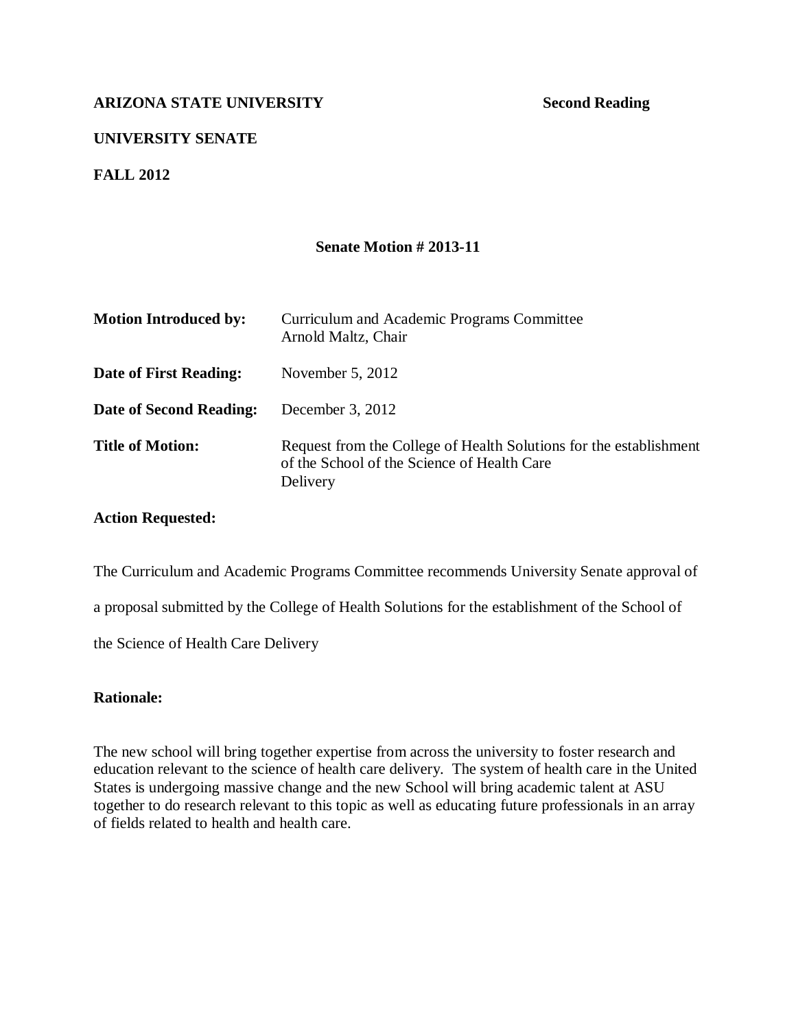**ARIZONA STATE UNIVERSITY** **Second Reading**

**UNIVERSITY SENATE**

**FALL 2012**

**Senate Motion # 2013-11**

| | |
|---|---|
| **Motion Introduced by:** | Curriculum and Academic Programs Committee<br>Arnold Maltz, Chair |
| **Date of First Reading:** | November 5, 2012 |
| **Date of Second Reading:** | December 3, 2012 |
| **Title of Motion:** | Request from the College of Health Solutions for the establishment of the School of the Science of Health Care Delivery |

**Action Requested:**

The Curriculum and Academic Programs Committee recommends University Senate approval of a proposal submitted by the College of Health Solutions for the establishment of the School of the Science of Health Care Delivery

**Rationale:**

The new school will bring together expertise from across the university to foster research and education relevant to the science of health care delivery. The system of health care in the United States is undergoing massive change and the new School will bring academic talent at ASU together to do research relevant to this topic as well as educating future professionals in an array of fields related to health and health care.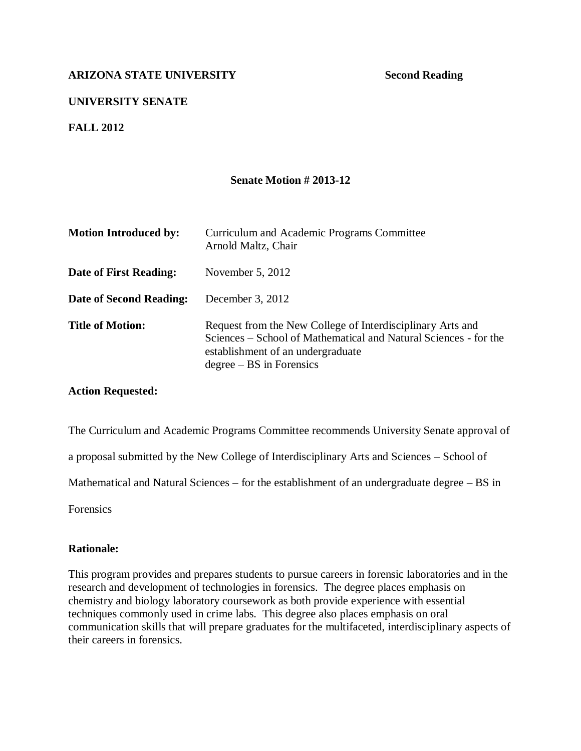**ARIZONA STATE UNIVERSITY** **Second Reading**

**UNIVERSITY SENATE**

**FALL 2012**

**Senate Motion # 2013-12**

| | |
|---|---|
| **Motion Introduced by:** | Curriculum and Academic Programs Committee<br>Arnold Maltz, Chair |
| **Date of First Reading:** | November 5, 2012 |
| **Date of Second Reading:** | December 3, 2012 |
| **Title of Motion:** | Request from the New College of Interdisciplinary Arts and Sciences – School of Mathematical and Natural Sciences - for the establishment of an undergraduate degree – BS in Forensics |

**Action Requested:**

The Curriculum and Academic Programs Committee recommends University Senate approval of a proposal submitted by the New College of Interdisciplinary Arts and Sciences – School of Mathematical and Natural Sciences – for the establishment of an undergraduate degree – BS in Forensics

**Rationale:**

This program provides and prepares students to pursue careers in forensic laboratories and in the research and development of technologies in forensics. The degree places emphasis on chemistry and biology laboratory coursework as both provide experience with essential techniques commonly used in crime labs. This degree also places emphasis on oral communication skills that will prepare graduates for the multifaceted, interdisciplinary aspects of their careers in forensics.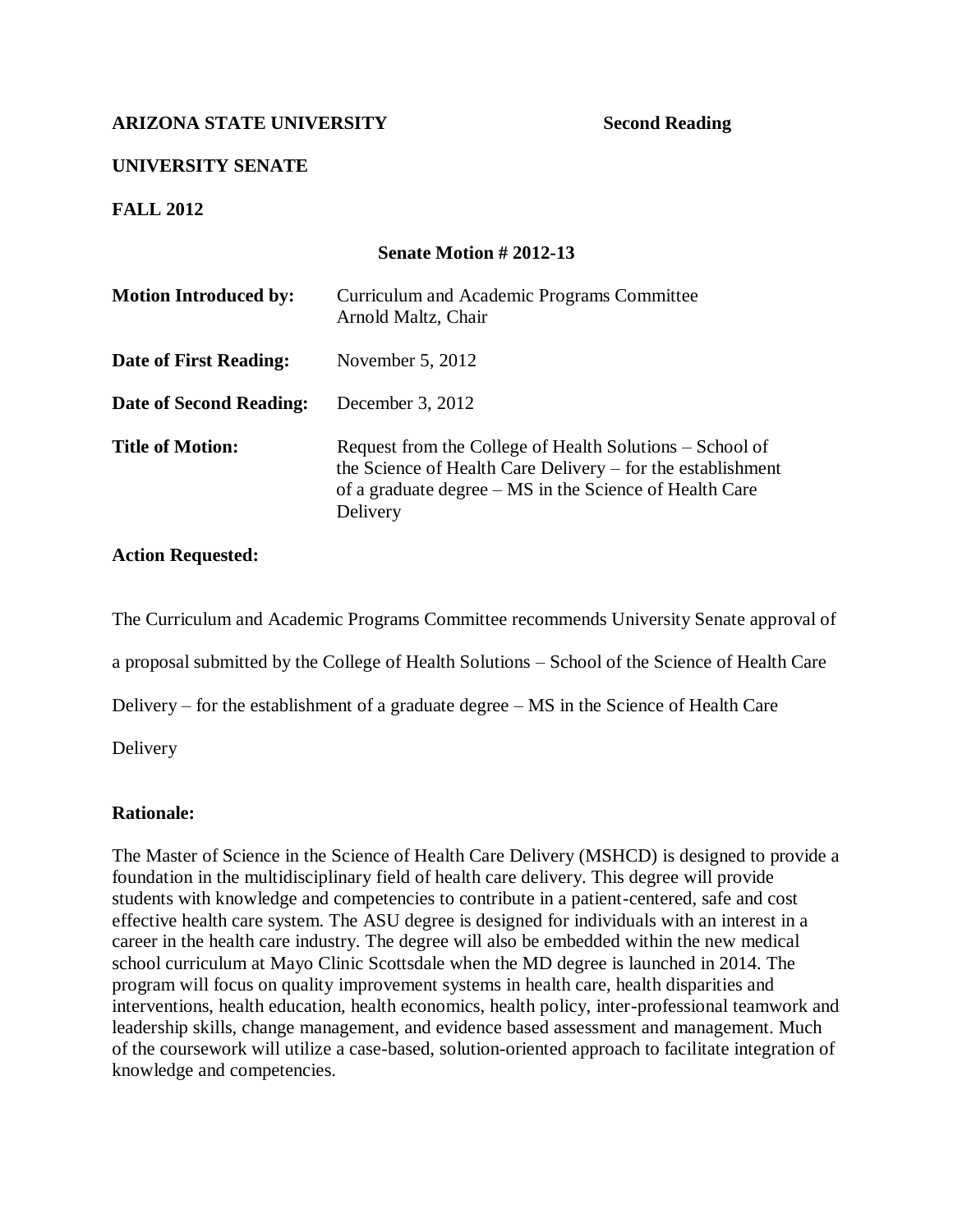**ARIZONA STATE UNIVERSITY** **Second Reading**

**UNIVERSITY SENATE**

**FALL 2012**

**Senate Motion # 2012-13**

| | |
|---|---|
| **Motion Introduced by:** | Curriculum and Academic Programs Committee<br>Arnold Maltz, Chair |
| **Date of First Reading:** | November 5, 2012 |
| **Date of Second Reading:** | December 3, 2012 |
| **Title of Motion:** | Request from the College of Health Solutions – School of the Science of Health Care Delivery – for the establishment of a graduate degree – MS in the Science of Health Care Delivery |

**Action Requested:**

The Curriculum and Academic Programs Committee recommends University Senate approval of a proposal submitted by the College of Health Solutions – School of the Science of Health Care Delivery – for the establishment of a graduate degree – MS in the Science of Health Care Delivery

**Rationale:**

The Master of Science in the Science of Health Care Delivery (MSHCD) is designed to provide a foundation in the multidisciplinary field of health care delivery. This degree will provide students with knowledge and competencies to contribute in a patient-centered, safe and cost effective health care system. The ASU degree is designed for individuals with an interest in a career in the health care industry. The degree will also be embedded within the new medical school curriculum at Mayo Clinic Scottsdale when the MD degree is launched in 2014. The program will focus on quality improvement systems in health care, health disparities and interventions, health education, health economics, health policy, inter-professional teamwork and leadership skills, change management, and evidence based assessment and management. Much of the coursework will utilize a case-based, solution-oriented approach to facilitate integration of knowledge and competencies.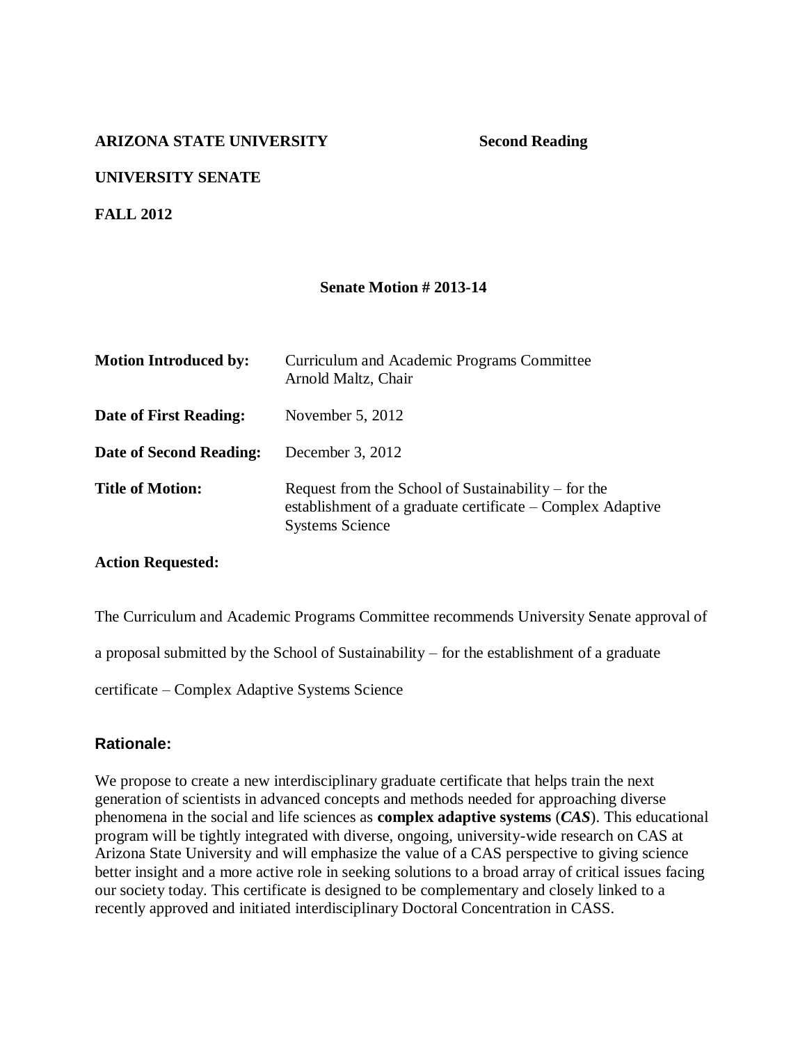**ARIZONA STATE UNIVERSITY** **Second Reading**

**UNIVERSITY SENATE**

**FALL 2012**

**Senate Motion # 2013-14**

| | |
|---|---|
| **Motion Introduced by:** | Curriculum and Academic Programs Committee Arnold Maltz, Chair |
| **Date of First Reading:** | November 5, 2012 |
| **Date of Second Reading:** | December 3, 2012 |
| **Title of Motion:** | Request from the School of Sustainability – for the establishment of a graduate certificate – Complex Adaptive Systems Science |

**Action Requested:**

The Curriculum and Academic Programs Committee recommends University Senate approval of a proposal submitted by the School of Sustainability – for the establishment of a graduate certificate – Complex Adaptive Systems Science

**Rationale:**

We propose to create a new interdisciplinary graduate certificate that helps train the next generation of scientists in advanced concepts and methods needed for approaching diverse phenomena in the social and life sciences as **complex adaptive systems** (***CAS***). This educational program will be tightly integrated with diverse, ongoing, university-wide research on CAS at Arizona State University and will emphasize the value of a CAS perspective to giving science better insight and a more active role in seeking solutions to a broad array of critical issues facing our society today. This certificate is designed to be complementary and closely linked to a recently approved and initiated interdisciplinary Doctoral Concentration in CASS.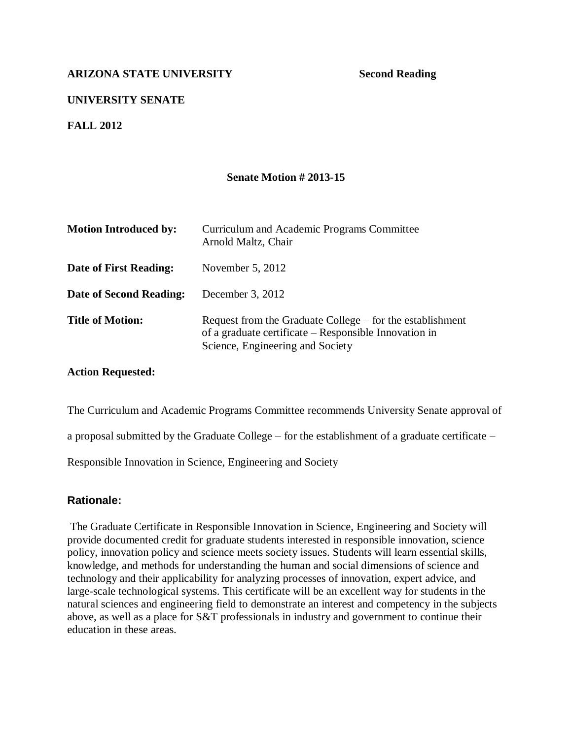**ARIZONA STATE UNIVERSITY** **Second Reading**

**UNIVERSITY SENATE**

**FALL 2012**

**Senate Motion # 2013-15**

| | |
|---|---|
| **Motion Introduced by:** | Curriculum and Academic Programs Committee<br>Arnold Maltz, Chair |
| **Date of First Reading:** | November 5, 2012 |
| **Date of Second Reading:** | December 3, 2012 |
| **Title of Motion:** | Request from the Graduate College – for the establishment of a graduate certificate – Responsible Innovation in Science, Engineering and Society |

**Action Requested:**

The Curriculum and Academic Programs Committee recommends University Senate approval of a proposal submitted by the Graduate College – for the establishment of a graduate certificate – Responsible Innovation in Science, Engineering and Society

**Rationale:**

The Graduate Certificate in Responsible Innovation in Science, Engineering and Society will provide documented credit for graduate students interested in responsible innovation, science policy, innovation policy and science meets society issues. Students will learn essential skills, knowledge, and methods for understanding the human and social dimensions of science and technology and their applicability for analyzing processes of innovation, expert advice, and large-scale technological systems. This certificate will be an excellent way for students in the natural sciences and engineering field to demonstrate an interest and competency in the subjects above, as well as a place for S&T professionals in industry and government to continue their education in these areas.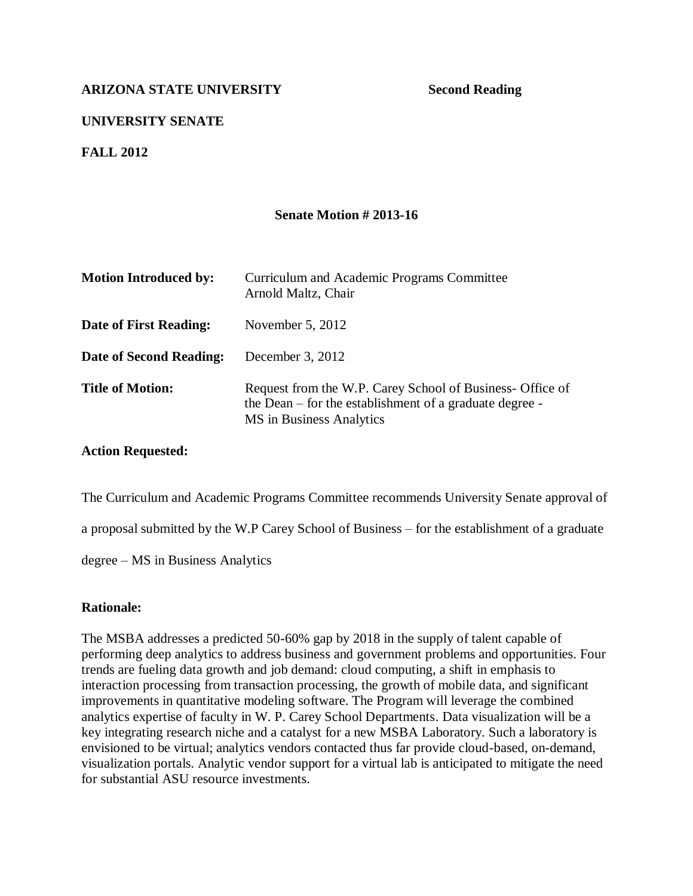**ARIZONA STATE UNIVERSITY** **Second Reading**

**UNIVERSITY SENATE**

**FALL 2012**

**Senate Motion # 2013-16**

| | |
|---|---|
| **Motion Introduced by:** | Curriculum and Academic Programs Committee<br>Arnold Maltz, Chair |
| **Date of First Reading:** | November 5, 2012 |
| **Date of Second Reading:** | December 3, 2012 |
| **Title of Motion:** | Request from the W.P. Carey School of Business- Office of the Dean – for the establishment of a graduate degree - MS in Business Analytics |

**Action Requested:**

The Curriculum and Academic Programs Committee recommends University Senate approval of a proposal submitted by the W.P Carey School of Business – for the establishment of a graduate degree – MS in Business Analytics

**Rationale:**

The MSBA addresses a predicted 50-60% gap by 2018 in the supply of talent capable of performing deep analytics to address business and government problems and opportunities. Four trends are fueling data growth and job demand: cloud computing, a shift in emphasis to interaction processing from transaction processing, the growth of mobile data, and significant improvements in quantitative modeling software. The Program will leverage the combined analytics expertise of faculty in W. P. Carey School Departments. Data visualization will be a key integrating research niche and a catalyst for a new MSBA Laboratory. Such a laboratory is envisioned to be virtual; analytics vendors contacted thus far provide cloud-based, on-demand, visualization portals. Analytic vendor support for a virtual lab is anticipated to mitigate the need for substantial ASU resource investments.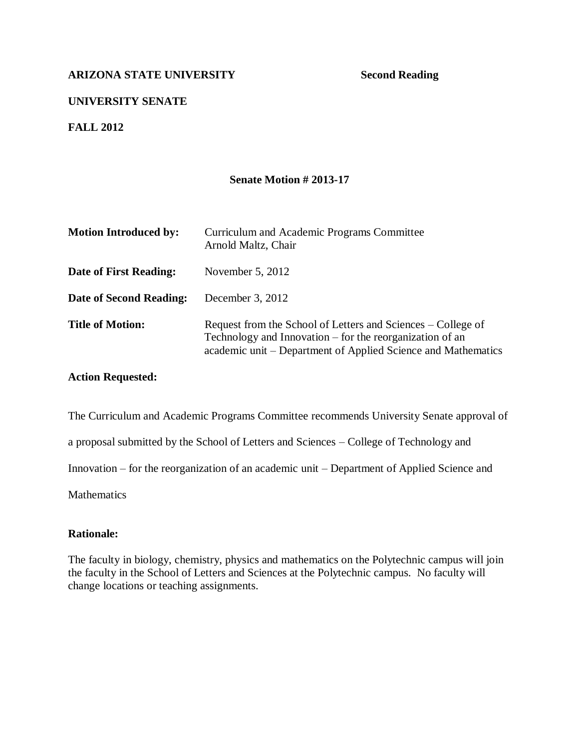**ARIZONA STATE UNIVERSITY** **Second Reading**

**UNIVERSITY SENATE**

**FALL 2012**

**Senate Motion # 2013-17**

| | |
|---|---|
| **Motion Introduced by:** | Curriculum and Academic Programs Committee<br>Arnold Maltz, Chair |
| **Date of First Reading:** | November 5, 2012 |
| **Date of Second Reading:** | December 3, 2012 |
| **Title of Motion:** | Request from the School of Letters and Sciences – College of Technology and Innovation – for the reorganization of an academic unit – Department of Applied Science and Mathematics |

**Action Requested:**

The Curriculum and Academic Programs Committee recommends University Senate approval of a proposal submitted by the School of Letters and Sciences – College of Technology and Innovation – for the reorganization of an academic unit – Department of Applied Science and Mathematics

**Rationale:**

The faculty in biology, chemistry, physics and mathematics on the Polytechnic campus will join the faculty in the School of Letters and Sciences at the Polytechnic campus. No faculty will change locations or teaching assignments.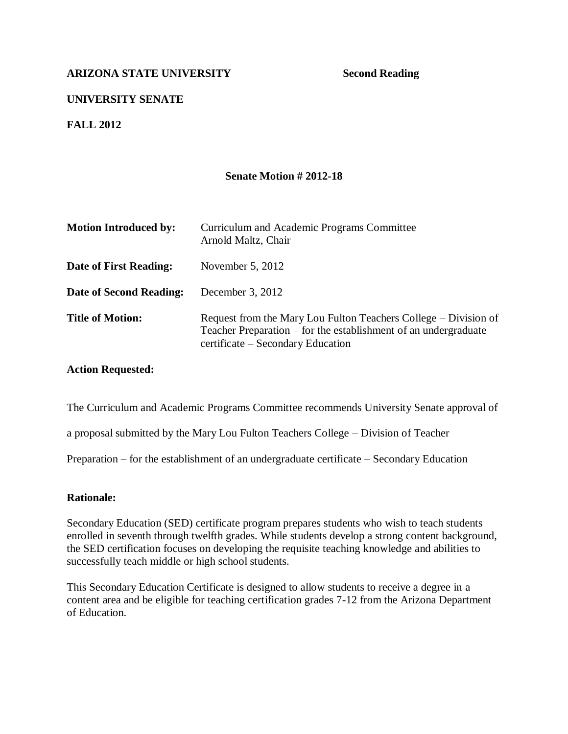**ARIZONA STATE UNIVERSITY** **Second Reading**

**UNIVERSITY SENATE**

**FALL 2012**

**Senate Motion # 2012-18**

| | |
|---|---|
| **Motion Introduced by:** | Curriculum and Academic Programs Committee<br>Arnold Maltz, Chair |
| **Date of First Reading:** | November 5, 2012 |
| **Date of Second Reading:** | December 3, 2012 |
| **Title of Motion:** | Request from the Mary Lou Fulton Teachers College – Division of Teacher Preparation – for the establishment of an undergraduate certificate – Secondary Education |

**Action Requested:**

The Curriculum and Academic Programs Committee recommends University Senate approval of a proposal submitted by the Mary Lou Fulton Teachers College – Division of Teacher Preparation – for the establishment of an undergraduate certificate – Secondary Education

**Rationale:**

Secondary Education (SED) certificate program prepares students who wish to teach students enrolled in seventh through twelfth grades. While students develop a strong content background, the SED certification focuses on developing the requisite teaching knowledge and abilities to successfully teach middle or high school students.

This Secondary Education Certificate is designed to allow students to receive a degree in a content area and be eligible for teaching certification grades 7-12 from the Arizona Department of Education.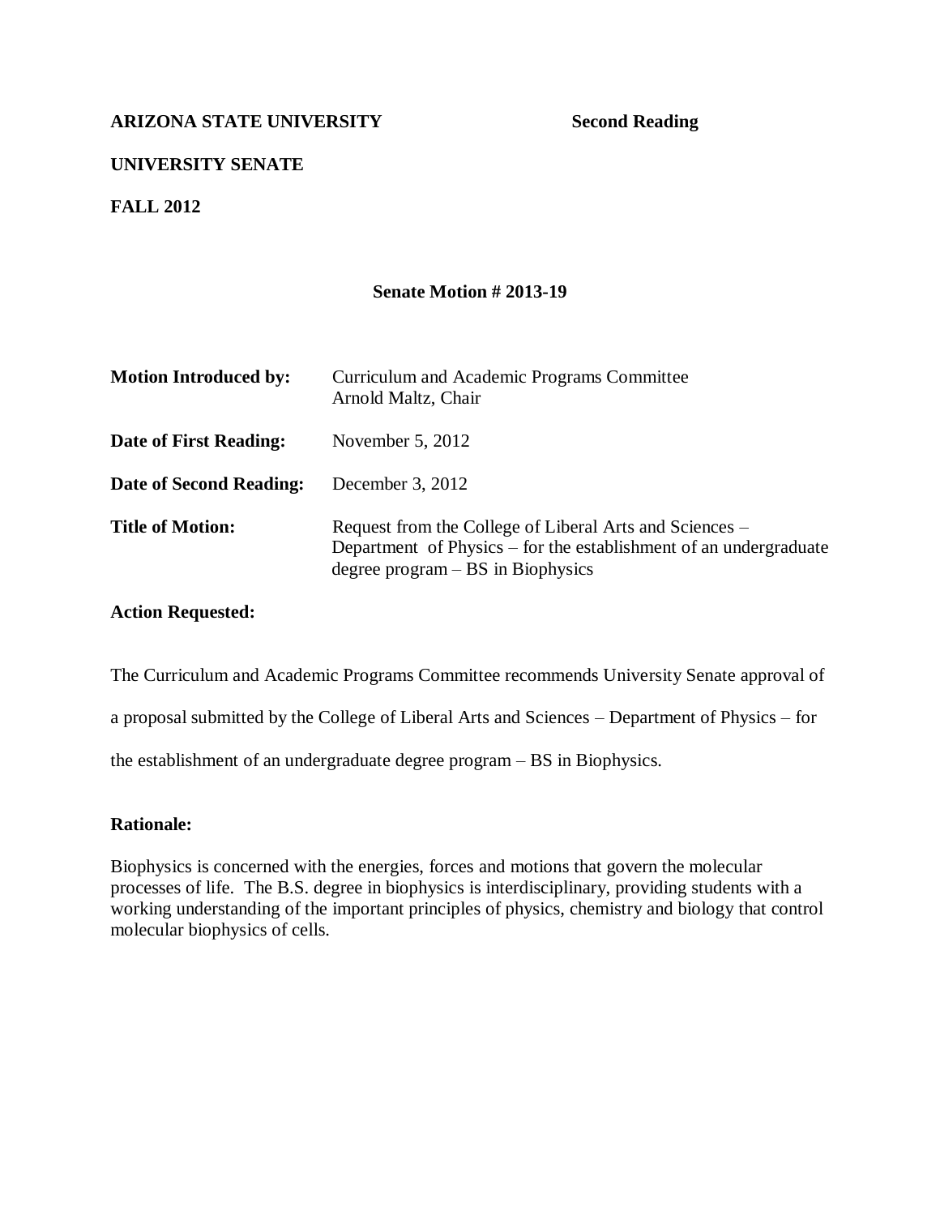**ARIZONA STATE UNIVERSITY** **Second Reading**

**UNIVERSITY SENATE**

**FALL 2012**

**Senate Motion # 2013-19**

| | |
|---|---|
| **Motion Introduced by:** | Curriculum and Academic Programs Committee<br>Arnold Maltz, Chair |
| **Date of First Reading:** | November 5, 2012 |
| **Date of Second Reading:** | December 3, 2012 |
| **Title of Motion:** | Request from the College of Liberal Arts and Sciences – Department of Physics – for the establishment of an undergraduate degree program – BS in Biophysics |

**Action Requested:**

The Curriculum and Academic Programs Committee recommends University Senate approval of a proposal submitted by the College of Liberal Arts and Sciences – Department of Physics – for the establishment of an undergraduate degree program – BS in Biophysics.

**Rationale:**

Biophysics is concerned with the energies, forces and motions that govern the molecular processes of life. The B.S. degree in biophysics is interdisciplinary, providing students with a working understanding of the important principles of physics, chemistry and biology that control molecular biophysics of cells.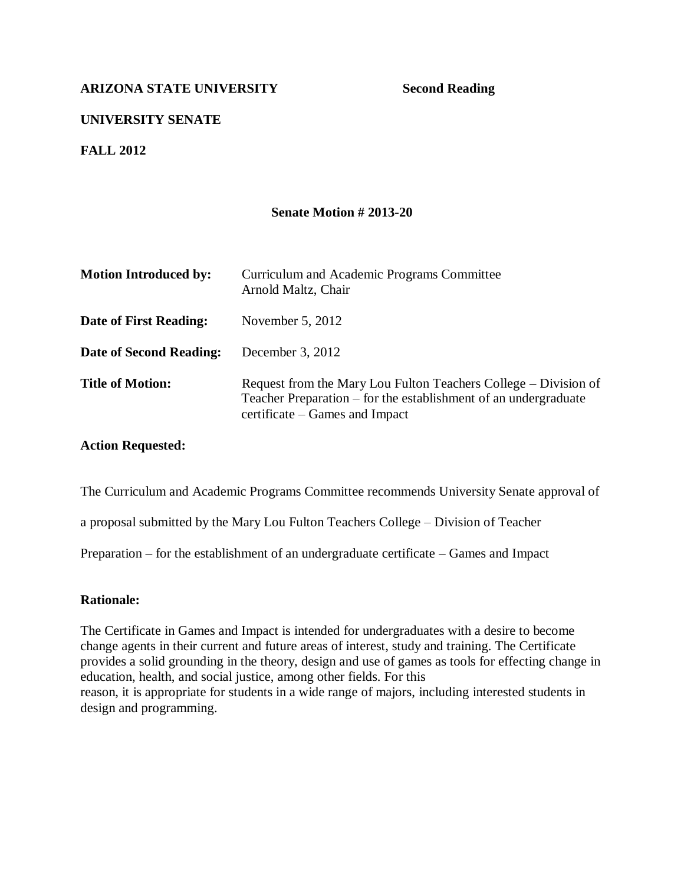**ARIZONA STATE UNIVERSITY** **Second Reading**

**UNIVERSITY SENATE**

**FALL 2012**

**Senate Motion # 2013-20**

| | |
|---|---|
| **Motion Introduced by:** | Curriculum and Academic Programs Committee<br>Arnold Maltz, Chair |
| **Date of First Reading:** | November 5, 2012 |
| **Date of Second Reading:** | December 3, 2012 |
| **Title of Motion:** | Request from the Mary Lou Fulton Teachers College – Division of Teacher Preparation – for the establishment of an undergraduate certificate – Games and Impact |

**Action Requested:**

The Curriculum and Academic Programs Committee recommends University Senate approval of a proposal submitted by the Mary Lou Fulton Teachers College – Division of Teacher Preparation – for the establishment of an undergraduate certificate – Games and Impact

**Rationale:**

The Certificate in Games and Impact is intended for undergraduates with a desire to become change agents in their current and future areas of interest, study and training. The Certificate provides a solid grounding in the theory, design and use of games as tools for effecting change in education, health, and social justice, among other fields. For this reason, it is appropriate for students in a wide range of majors, including interested students in design and programming.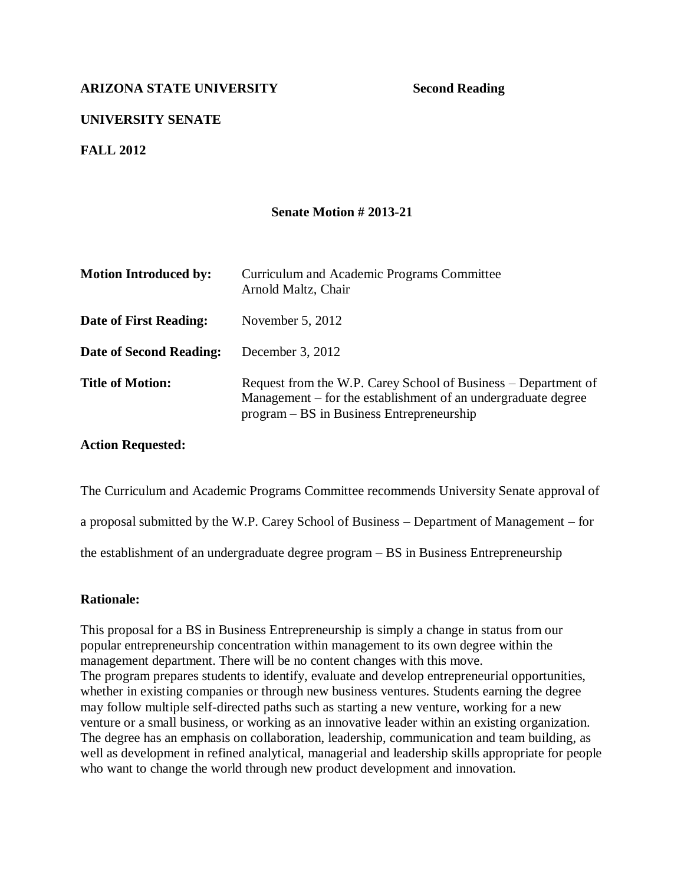**ARIZONA STATE UNIVERSITY** **Second Reading**

**UNIVERSITY SENATE**

**FALL 2012**

**Senate Motion # 2013-21**

| | |
|---|---|
| **Motion Introduced by:** | Curriculum and Academic Programs Committee<br>Arnold Maltz, Chair |
| **Date of First Reading:** | November 5, 2012 |
| **Date of Second Reading:** | December 3, 2012 |
| **Title of Motion:** | Request from the W.P. Carey School of Business – Department of Management – for the establishment of an undergraduate degree program – BS in Business Entrepreneurship |

**Action Requested:**

The Curriculum and Academic Programs Committee recommends University Senate approval of a proposal submitted by the W.P. Carey School of Business – Department of Management – for the establishment of an undergraduate degree program – BS in Business Entrepreneurship

**Rationale:**

This proposal for a BS in Business Entrepreneurship is simply a change in status from our popular entrepreneurship concentration within management to its own degree within the management department. There will be no content changes with this move.
The program prepares students to identify, evaluate and develop entrepreneurial opportunities, whether in existing companies or through new business ventures. Students earning the degree may follow multiple self-directed paths such as starting a new venture, working for a new venture or a small business, or working as an innovative leader within an existing organization. The degree has an emphasis on collaboration, leadership, communication and team building, as well as development in refined analytical, managerial and leadership skills appropriate for people who want to change the world through new product development and innovation.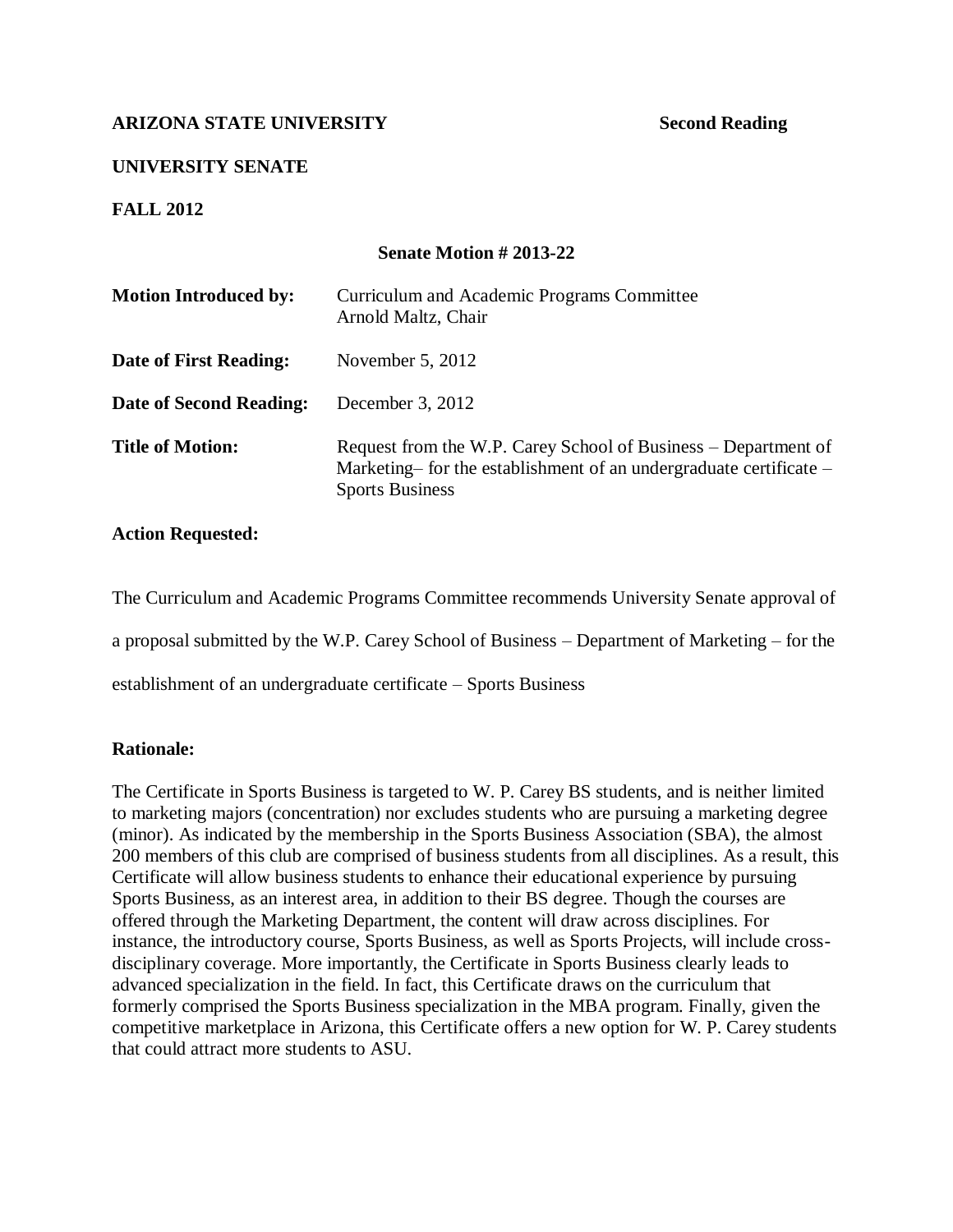**ARIZONA STATE UNIVERSITY** **Second Reading**

**UNIVERSITY SENATE**

**FALL 2012**

**Senate Motion # 2013-22**

| | |
|---|---|
| **Motion Introduced by:** | Curriculum and Academic Programs Committee<br>Arnold Maltz, Chair |
| **Date of First Reading:** | November 5, 2012 |
| **Date of Second Reading:** | December 3, 2012 |
| **Title of Motion:** | Request from the W.P. Carey School of Business – Department of Marketing– for the establishment of an undergraduate certificate – Sports Business |

**Action Requested:**

The Curriculum and Academic Programs Committee recommends University Senate approval of a proposal submitted by the W.P. Carey School of Business – Department of Marketing – for the establishment of an undergraduate certificate – Sports Business

**Rationale:**

The Certificate in Sports Business is targeted to W. P. Carey BS students, and is neither limited to marketing majors (concentration) nor excludes students who are pursuing a marketing degree (minor). As indicated by the membership in the Sports Business Association (SBA), the almost 200 members of this club are comprised of business students from all disciplines. As a result, this Certificate will allow business students to enhance their educational experience by pursuing Sports Business, as an interest area, in addition to their BS degree. Though the courses are offered through the Marketing Department, the content will draw across disciplines. For instance, the introductory course, Sports Business, as well as Sports Projects, will include cross-disciplinary coverage. More importantly, the Certificate in Sports Business clearly leads to advanced specialization in the field. In fact, this Certificate draws on the curriculum that formerly comprised the Sports Business specialization in the MBA program. Finally, given the competitive marketplace in Arizona, this Certificate offers a new option for W. P. Carey students that could attract more students to ASU.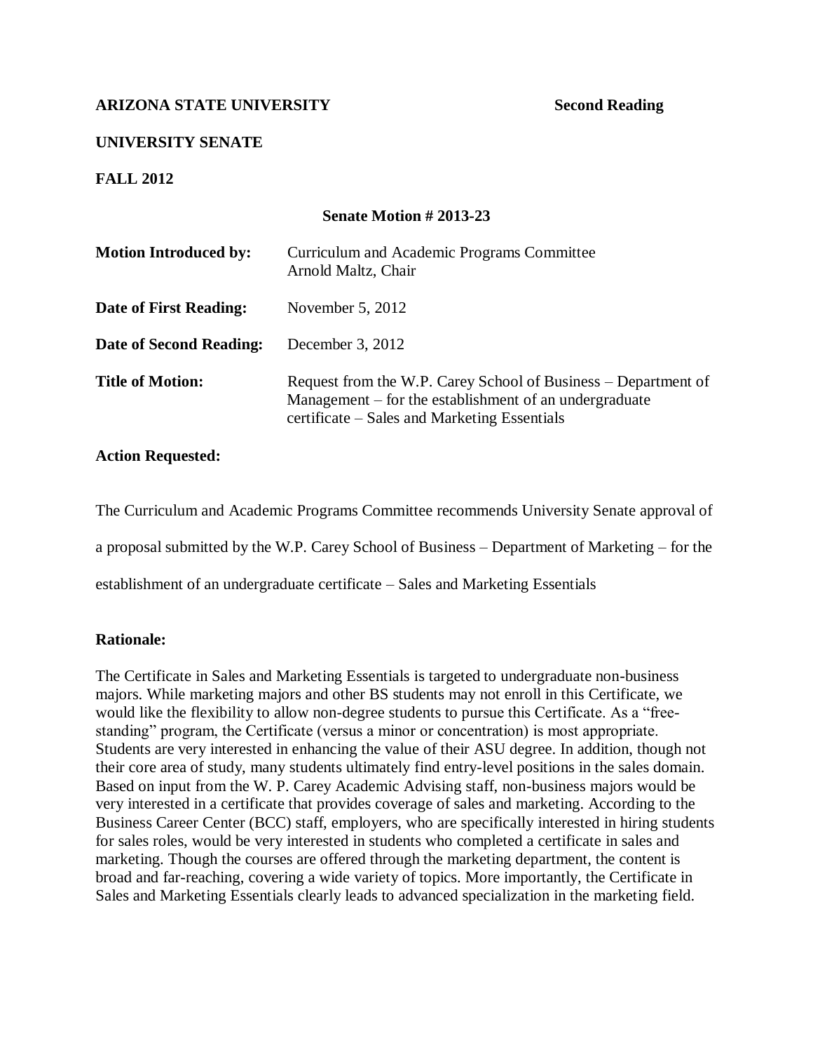**ARIZONA STATE UNIVERSITY** **Second Reading**

**UNIVERSITY SENATE**

**FALL 2012**

**Senate Motion # 2013-23**

| | |
|---|---|
| **Motion Introduced by:** | Curriculum and Academic Programs Committee<br>Arnold Maltz, Chair |
| **Date of First Reading:** | November 5, 2012 |
| **Date of Second Reading:** | December 3, 2012 |
| **Title of Motion:** | Request from the W.P. Carey School of Business – Department of Management – for the establishment of an undergraduate certificate – Sales and Marketing Essentials |

**Action Requested:**

The Curriculum and Academic Programs Committee recommends University Senate approval of a proposal submitted by the W.P. Carey School of Business – Department of Marketing – for the establishment of an undergraduate certificate – Sales and Marketing Essentials

**Rationale:**

The Certificate in Sales and Marketing Essentials is targeted to undergraduate non-business majors. While marketing majors and other BS students may not enroll in this Certificate, we would like the flexibility to allow non-degree students to pursue this Certificate. As a "free-standing" program, the Certificate (versus a minor or concentration) is most appropriate. Students are very interested in enhancing the value of their ASU degree. In addition, though not their core area of study, many students ultimately find entry-level positions in the sales domain. Based on input from the W. P. Carey Academic Advising staff, non-business majors would be very interested in a certificate that provides coverage of sales and marketing. According to the Business Career Center (BCC) staff, employers, who are specifically interested in hiring students for sales roles, would be very interested in students who completed a certificate in sales and marketing. Though the courses are offered through the marketing department, the content is broad and far-reaching, covering a wide variety of topics. More importantly, the Certificate in Sales and Marketing Essentials clearly leads to advanced specialization in the marketing field.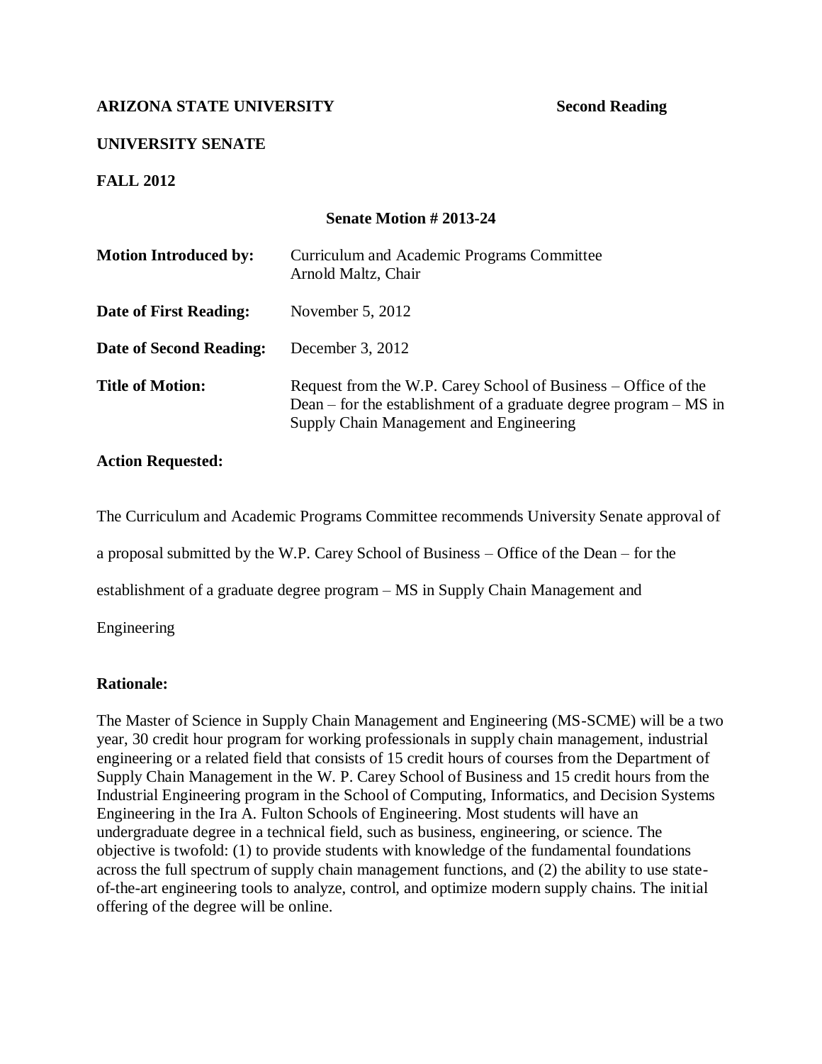**ARIZONA STATE UNIVERSITY** **Second Reading**

**UNIVERSITY SENATE**

**FALL 2012**

**Senate Motion # 2013-24**

| | |
|---|---|
| **Motion Introduced by:** | Curriculum and Academic Programs Committee<br>Arnold Maltz, Chair |
| **Date of First Reading:** | November 5, 2012 |
| **Date of Second Reading:** | December 3, 2012 |
| **Title of Motion:** | Request from the W.P. Carey School of Business – Office of the Dean – for the establishment of a graduate degree program – MS in Supply Chain Management and Engineering |

**Action Requested:**

The Curriculum and Academic Programs Committee recommends University Senate approval of a proposal submitted by the W.P. Carey School of Business – Office of the Dean – for the establishment of a graduate degree program – MS in Supply Chain Management and Engineering

**Rationale:**

The Master of Science in Supply Chain Management and Engineering (MS-SCME) will be a two year, 30 credit hour program for working professionals in supply chain management, industrial engineering or a related field that consists of 15 credit hours of courses from the Department of Supply Chain Management in the W. P. Carey School of Business and 15 credit hours from the Industrial Engineering program in the School of Computing, Informatics, and Decision Systems Engineering in the Ira A. Fulton Schools of Engineering. Most students will have an undergraduate degree in a technical field, such as business, engineering, or science. The objective is twofold: (1) to provide students with knowledge of the fundamental foundations across the full spectrum of supply chain management functions, and (2) the ability to use state-of-the-art engineering tools to analyze, control, and optimize modern supply chains. The initial offering of the degree will be online.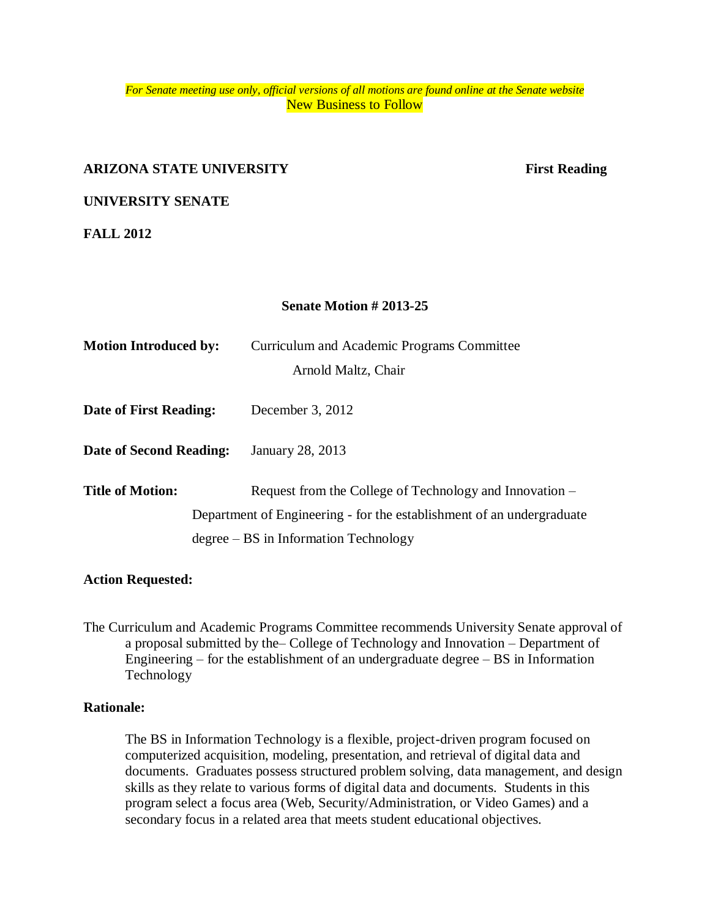*For Senate meeting use only, official versions of all motions are found online at the Senate website*

New Business to Follow

**ARIZONA STATE UNIVERSITY** **First Reading**

**UNIVERSITY SENATE**

**FALL 2012**

**Senate Motion # 2013-25**

**Motion Introduced by:** Curriculum and Academic Programs Committee
Arnold Maltz, Chair

**Date of First Reading:** December 3, 2012

**Date of Second Reading:** January 28, 2013

**Title of Motion:** Request from the College of Technology and Innovation – Department of Engineering - for the establishment of an undergraduate degree – BS in Information Technology

**Action Requested:**

The Curriculum and Academic Programs Committee recommends University Senate approval of a proposal submitted by the– College of Technology and Innovation – Department of Engineering – for the establishment of an undergraduate degree – BS in Information Technology

**Rationale:**

The BS in Information Technology is a flexible, project-driven program focused on computerized acquisition, modeling, presentation, and retrieval of digital data and documents. Graduates possess structured problem solving, data management, and design skills as they relate to various forms of digital data and documents. Students in this program select a focus area (Web, Security/Administration, or Video Games) and a secondary focus in a related area that meets student educational objectives.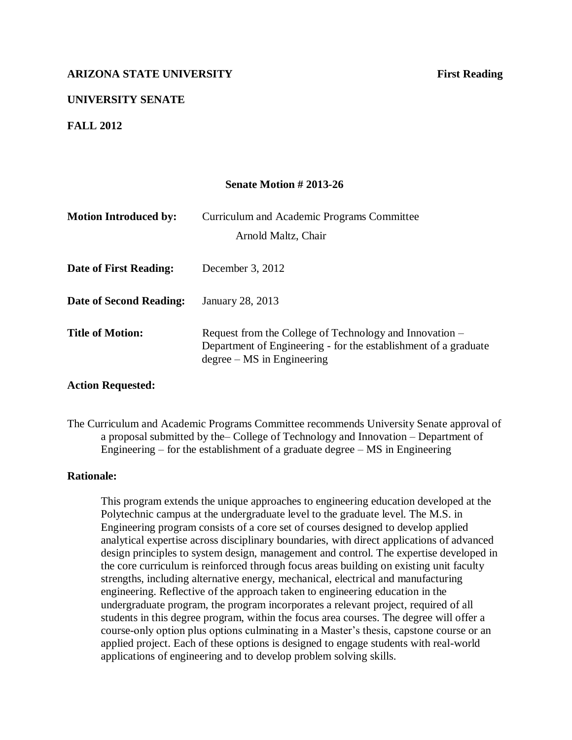**ARIZONA STATE UNIVERSITY** **First Reading**

**UNIVERSITY SENATE**

**FALL 2012**

**Senate Motion # 2013-26**

**Motion Introduced by:** Curriculum and Academic Programs Committee
Arnold Maltz, Chair

**Date of First Reading:** December 3, 2012

**Date of Second Reading:** January 28, 2013

**Title of Motion:** Request from the College of Technology and Innovation – Department of Engineering - for the establishment of a graduate degree – MS in Engineering

**Action Requested:**

The Curriculum and Academic Programs Committee recommends University Senate approval of a proposal submitted by the– College of Technology and Innovation – Department of Engineering – for the establishment of a graduate degree – MS in Engineering

**Rationale:**

This program extends the unique approaches to engineering education developed at the Polytechnic campus at the undergraduate level to the graduate level. The M.S. in Engineering program consists of a core set of courses designed to develop applied analytical expertise across disciplinary boundaries, with direct applications of advanced design principles to system design, management and control. The expertise developed in the core curriculum is reinforced through focus areas building on existing unit faculty strengths, including alternative energy, mechanical, electrical and manufacturing engineering. Reflective of the approach taken to engineering education in the undergraduate program, the program incorporates a relevant project, required of all students in this degree program, within the focus area courses. The degree will offer a course-only option plus options culminating in a Master's thesis, capstone course or an applied project. Each of these options is designed to engage students with real-world applications of engineering and to develop problem solving skills.